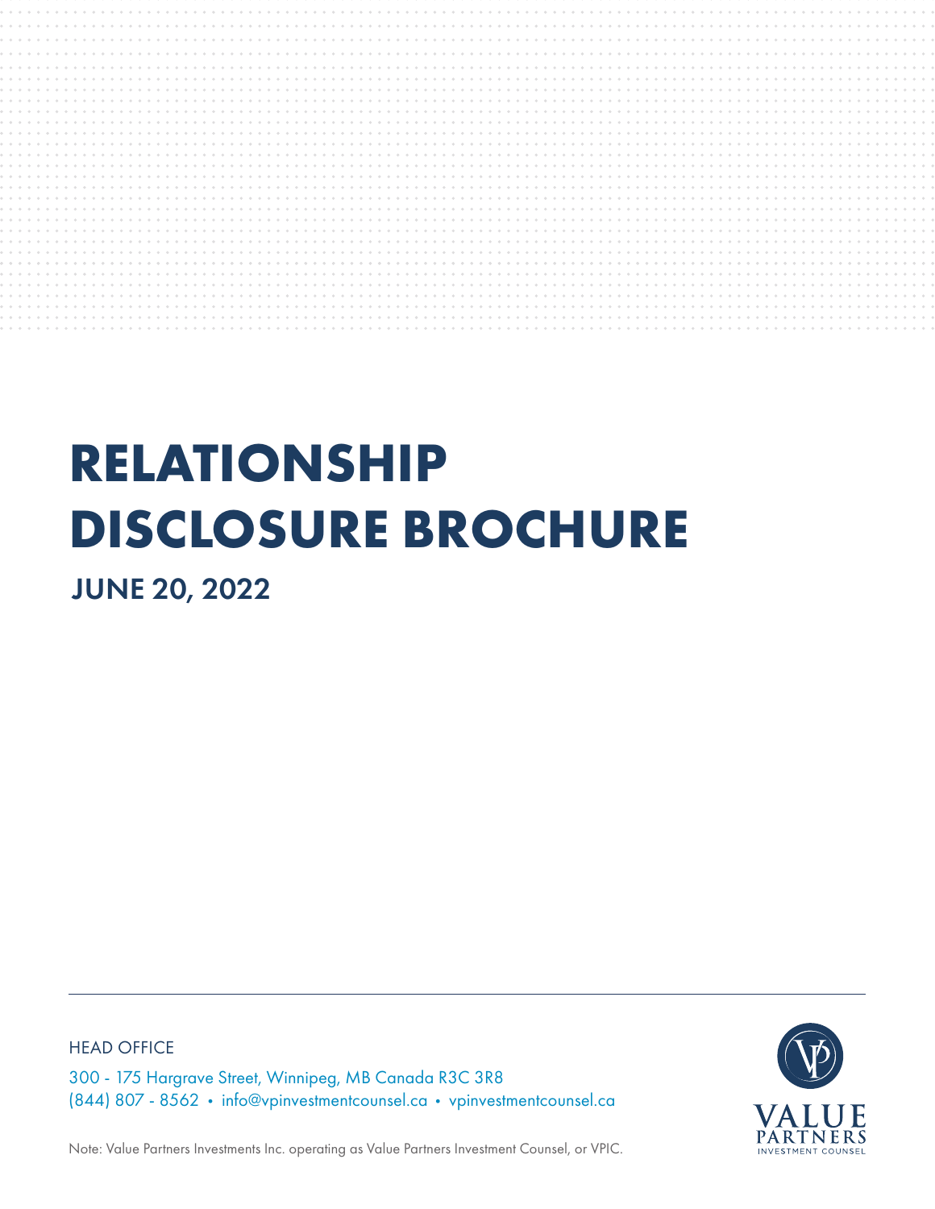# RELATIONSHIP DISCLOSURE BROCHURE

## JUNE 20, 2022

HEAD OFFICE

300 - 175 Hargrave Street, Winnipeg, MB Canada R3C 3R8
(844) 807 - 8562 • info@vpinvestmentcounsel.ca • vpinvestmentcounsel.ca

Note: Value Partners Investments Inc. operating as Value Partners Investment Counsel, or VPIC.

VALUE PARTNERS INVESTMENT COUNSEL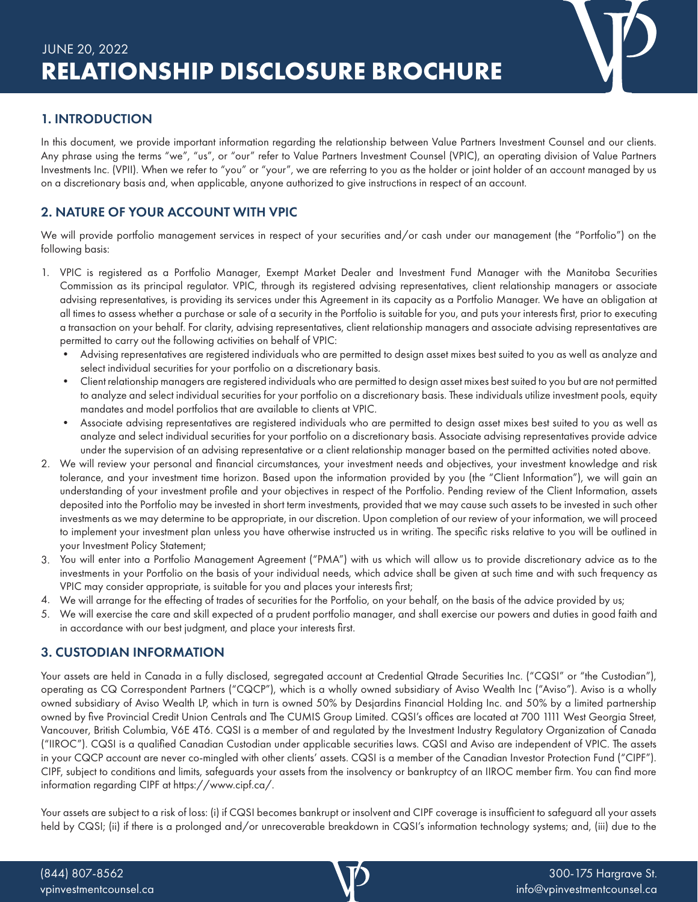JUNE 20, 2022

# RELATIONSHIP DISCLOSURE BROCHURE

## 1. INTRODUCTION

In this document, we provide important information regarding the relationship between Value Partners Investment Counsel and our clients. Any phrase using the terms "we", "us", or "our" refer to Value Partners Investment Counsel (VPIC), an operating division of Value Partners Investments Inc. (VPII). When we refer to "you" or "your", we are referring to you as the holder or joint holder of an account managed by us on a discretionary basis and, when applicable, anyone authorized to give instructions in respect of an account.

## 2. NATURE OF YOUR ACCOUNT WITH VPIC

We will provide portfolio management services in respect of your securities and/or cash under our management (the "Portfolio") on the following basis:

1. VPIC is registered as a Portfolio Manager, Exempt Market Dealer and Investment Fund Manager with the Manitoba Securities Commission as its principal regulator. VPIC, through its registered advising representatives, client relationship managers or associate advising representatives, is providing its services under this Agreement in its capacity as a Portfolio Manager. We have an obligation at all times to assess whether a purchase or sale of a security in the Portfolio is suitable for you, and puts your interests first, prior to executing a transaction on your behalf. For clarity, advising representatives, client relationship managers and associate advising representatives are permitted to carry out the following activities on behalf of VPIC:
   - Advising representatives are registered individuals who are permitted to design asset mixes best suited to you as well as analyze and select individual securities for your portfolio on a discretionary basis.
   - Client relationship managers are registered individuals who are permitted to design asset mixes best suited to you but are not permitted to analyze and select individual securities for your portfolio on a discretionary basis. These individuals utilize investment pools, equity mandates and model portfolios that are available to clients at VPIC.
   - Associate advising representatives are registered individuals who are permitted to design asset mixes best suited to you as well as analyze and select individual securities for your portfolio on a discretionary basis. Associate advising representatives provide advice under the supervision of an advising representative or a client relationship manager based on the permitted activities noted above.
2. We will review your personal and financial circumstances, your investment needs and objectives, your investment knowledge and risk tolerance, and your investment time horizon. Based upon the information provided by you (the "Client Information"), we will gain an understanding of your investment profile and your objectives in respect of the Portfolio. Pending review of the Client Information, assets deposited into the Portfolio may be invested in short term investments, provided that we may cause such assets to be invested in such other investments as we may determine to be appropriate, in our discretion. Upon completion of our review of your information, we will proceed to implement your investment plan unless you have otherwise instructed us in writing. The specific risks relative to you will be outlined in your Investment Policy Statement;
3. You will enter into a Portfolio Management Agreement ("PMA") with us which will allow us to provide discretionary advice as to the investments in your Portfolio on the basis of your individual needs, which advice shall be given at such time and with such frequency as VPIC may consider appropriate, is suitable for you and places your interests first;
4. We will arrange for the effecting of trades of securities for the Portfolio, on your behalf, on the basis of the advice provided by us;
5. We will exercise the care and skill expected of a prudent portfolio manager, and shall exercise our powers and duties in good faith and in accordance with our best judgment, and place your interests first.

## 3. CUSTODIAN INFORMATION

Your assets are held in Canada in a fully disclosed, segregated account at Credential Qtrade Securities Inc. ("CQSI" or "the Custodian"), operating as CQ Correspondent Partners ("CQCP"), which is a wholly owned subsidiary of Aviso Wealth Inc ("Aviso"). Aviso is a wholly owned subsidiary of Aviso Wealth LP, which in turn is owned 50% by Desjardins Financial Holding Inc. and 50% by a limited partnership owned by five Provincial Credit Union Centrals and The CUMIS Group Limited. CQSI's offices are located at 700 1111 West Georgia Street, Vancouver, British Columbia, V6E 4T6. CQSI is a member of and regulated by the Investment Industry Regulatory Organization of Canada ("IIROC"). CQSI is a qualified Canadian Custodian under applicable securities laws. CQSI and Aviso are independent of VPIC. The assets in your CQCP account are never co-mingled with other clients' assets. CQSI is a member of the Canadian Investor Protection Fund ("CIPF"). CIPF, subject to conditions and limits, safeguards your assets from the insolvency or bankruptcy of an IIROC member firm. You can find more information regarding CIPF at https://www.cipf.ca/.

Your assets are subject to a risk of loss: (i) if CQSI becomes bankrupt or insolvent and CIPF coverage is insufficient to safeguard all your assets held by CQSI; (ii) if there is a prolonged and/or unrecoverable breakdown in CQSI's information technology systems; and, (iii) due to the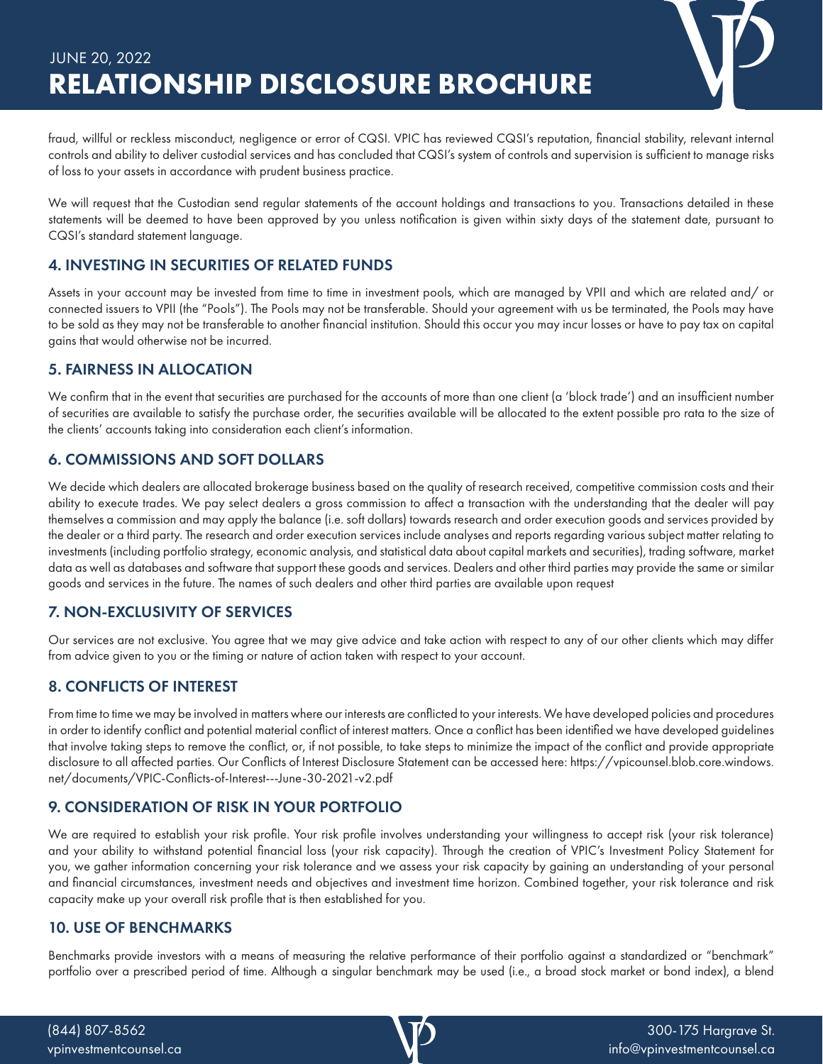fraud, willful or reckless misconduct, negligence or error of CQSI. VPIC has reviewed CQSI's reputation, financial stability, relevant internal controls and ability to deliver custodial services and has concluded that CQSI's system of controls and supervision is sufficient to manage risks of loss to your assets in accordance with prudent business practice.

We will request that the Custodian send regular statements of the account holdings and transactions to you. Transactions detailed in these statements will be deemed to have been approved by you unless notification is given within sixty days of the statement date, pursuant to CQSI's standard statement language.

## 4. INVESTING IN SECURITIES OF RELATED FUNDS

Assets in your account may be invested from time to time in investment pools, which are managed by VPII and which are related and/ or connected issuers to VPII (the "Pools"). The Pools may not be transferable. Should your agreement with us be terminated, the Pools may have to be sold as they may not be transferable to another financial institution. Should this occur you may incur losses or have to pay tax on capital gains that would otherwise not be incurred.

## 5. FAIRNESS IN ALLOCATION

We confirm that in the event that securities are purchased for the accounts of more than one client (a 'block trade') and an insufficient number of securities are available to satisfy the purchase order, the securities available will be allocated to the extent possible pro rata to the size of the clients' accounts taking into consideration each client's information.

## 6. COMMISSIONS AND SOFT DOLLARS

We decide which dealers are allocated brokerage business based on the quality of research received, competitive commission costs and their ability to execute trades. We pay select dealers a gross commission to affect a transaction with the understanding that the dealer will pay themselves a commission and may apply the balance (i.e. soft dollars) towards research and order execution goods and services provided by the dealer or a third party. The research and order execution services include analyses and reports regarding various subject matter relating to investments (including portfolio strategy, economic analysis, and statistical data about capital markets and securities), trading software, market data as well as databases and software that support these goods and services. Dealers and other third parties may provide the same or similar goods and services in the future. The names of such dealers and other third parties are available upon request

## 7. NON-EXCLUSIVITY OF SERVICES

Our services are not exclusive. You agree that we may give advice and take action with respect to any of our other clients which may differ from advice given to you or the timing or nature of action taken with respect to your account.

## 8. CONFLICTS OF INTEREST

From time to time we may be involved in matters where our interests are conflicted to your interests. We have developed policies and procedures in order to identify conflict and potential material conflict of interest matters. Once a conflict has been identified we have developed guidelines that involve taking steps to remove the conflict, or, if not possible, to take steps to minimize the impact of the conflict and provide appropriate disclosure to all affected parties. Our Conflicts of Interest Disclosure Statement can be accessed here: https://vpicounsel.blob.core.windows.net/documents/VPIC-Conflicts-of-Interest---June-30-2021-v2.pdf

## 9. CONSIDERATION OF RISK IN YOUR PORTFOLIO

We are required to establish your risk profile. Your risk profile involves understanding your willingness to accept risk (your risk tolerance) and your ability to withstand potential financial loss (your risk capacity). Through the creation of VPIC's Investment Policy Statement for you, we gather information concerning your risk tolerance and we assess your risk capacity by gaining an understanding of your personal and financial circumstances, investment needs and objectives and investment time horizon. Combined together, your risk tolerance and risk capacity make up your overall risk profile that is then established for you.

## 10. USE OF BENCHMARKS

Benchmarks provide investors with a means of measuring the relative performance of their portfolio against a standardized or "benchmark" portfolio over a prescribed period of time. Although a singular benchmark may be used (i.e., a broad stock market or bond index), a blend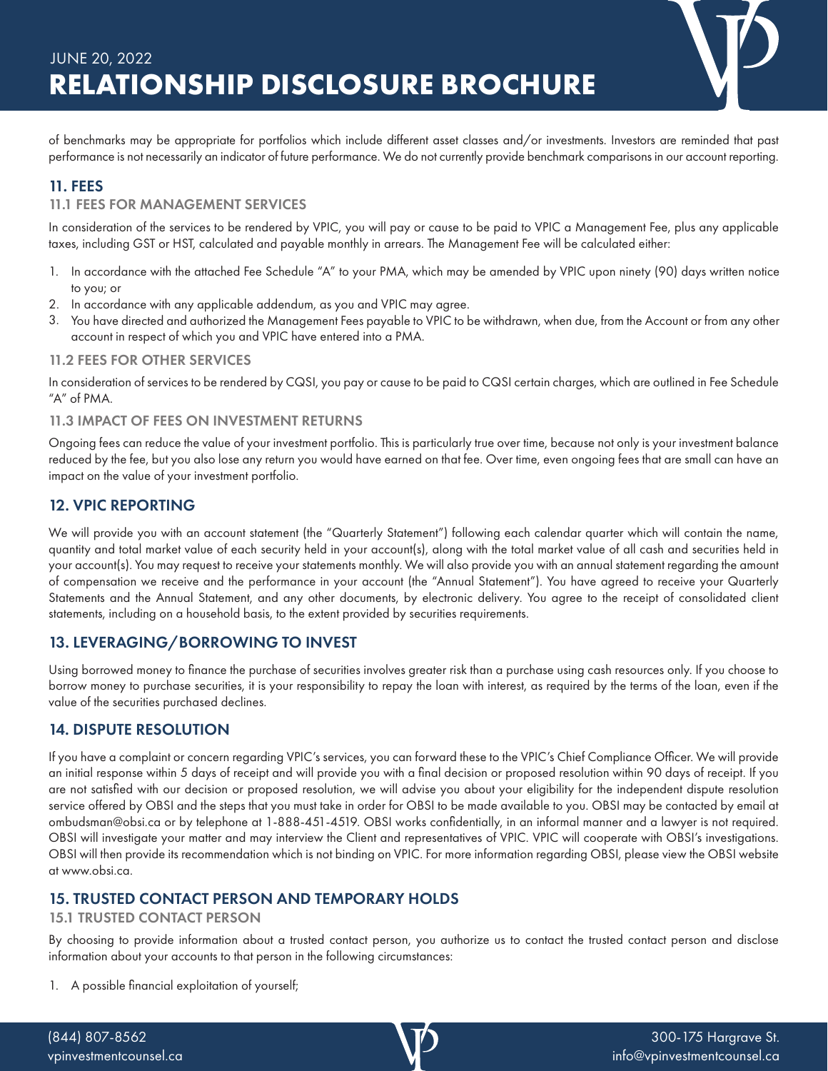of benchmarks may be appropriate for portfolios which include different asset classes and/or investments. Investors are reminded that past performance is not necessarily an indicator of future performance. We do not currently provide benchmark comparisons in our account reporting.

## 11. FEES

### 11.1 FEES FOR MANAGEMENT SERVICES

In consideration of the services to be rendered by VPIC, you will pay or cause to be paid to VPIC a Management Fee, plus any applicable taxes, including GST or HST, calculated and payable monthly in arrears. The Management Fee will be calculated either:

1. In accordance with the attached Fee Schedule "A" to your PMA, which may be amended by VPIC upon ninety (90) days written notice to you; or
2. In accordance with any applicable addendum, as you and VPIC may agree.
3. You have directed and authorized the Management Fees payable to VPIC to be withdrawn, when due, from the Account or from any other account in respect of which you and VPIC have entered into a PMA.

### 11.2 FEES FOR OTHER SERVICES

In consideration of services to be rendered by CQSI, you pay or cause to be paid to CQSI certain charges, which are outlined in Fee Schedule "A" of PMA.

### 11.3 IMPACT OF FEES ON INVESTMENT RETURNS

Ongoing fees can reduce the value of your investment portfolio. This is particularly true over time, because not only is your investment balance reduced by the fee, but you also lose any return you would have earned on that fee. Over time, even ongoing fees that are small can have an impact on the value of your investment portfolio.

## 12. VPIC REPORTING

We will provide you with an account statement (the "Quarterly Statement") following each calendar quarter which will contain the name, quantity and total market value of each security held in your account(s), along with the total market value of all cash and securities held in your account(s). You may request to receive your statements monthly. We will also provide you with an annual statement regarding the amount of compensation we receive and the performance in your account (the "Annual Statement"). You have agreed to receive your Quarterly Statements and the Annual Statement, and any other documents, by electronic delivery. You agree to the receipt of consolidated client statements, including on a household basis, to the extent provided by securities requirements.

## 13. LEVERAGING/BORROWING TO INVEST

Using borrowed money to finance the purchase of securities involves greater risk than a purchase using cash resources only. If you choose to borrow money to purchase securities, it is your responsibility to repay the loan with interest, as required by the terms of the loan, even if the value of the securities purchased declines.

## 14. DISPUTE RESOLUTION

If you have a complaint or concern regarding VPIC's services, you can forward these to the VPIC's Chief Compliance Officer. We will provide an initial response within 5 days of receipt and will provide you with a final decision or proposed resolution within 90 days of receipt. If you are not satisfied with our decision or proposed resolution, we will advise you about your eligibility for the independent dispute resolution service offered by OBSI and the steps that you must take in order for OBSI to be made available to you. OBSI may be contacted by email at ombudsman@obsi.ca or by telephone at 1-888-451-4519. OBSI works confidentially, in an informal manner and a lawyer is not required. OBSI will investigate your matter and may interview the Client and representatives of VPIC. VPIC will cooperate with OBSI's investigations. OBSI will then provide its recommendation which is not binding on VPIC. For more information regarding OBSI, please view the OBSI website at www.obsi.ca.

## 15. TRUSTED CONTACT PERSON AND TEMPORARY HOLDS

### 15.1 TRUSTED CONTACT PERSON

By choosing to provide information about a trusted contact person, you authorize us to contact the trusted contact person and disclose information about your accounts to that person in the following circumstances:

1. A possible financial exploitation of yourself;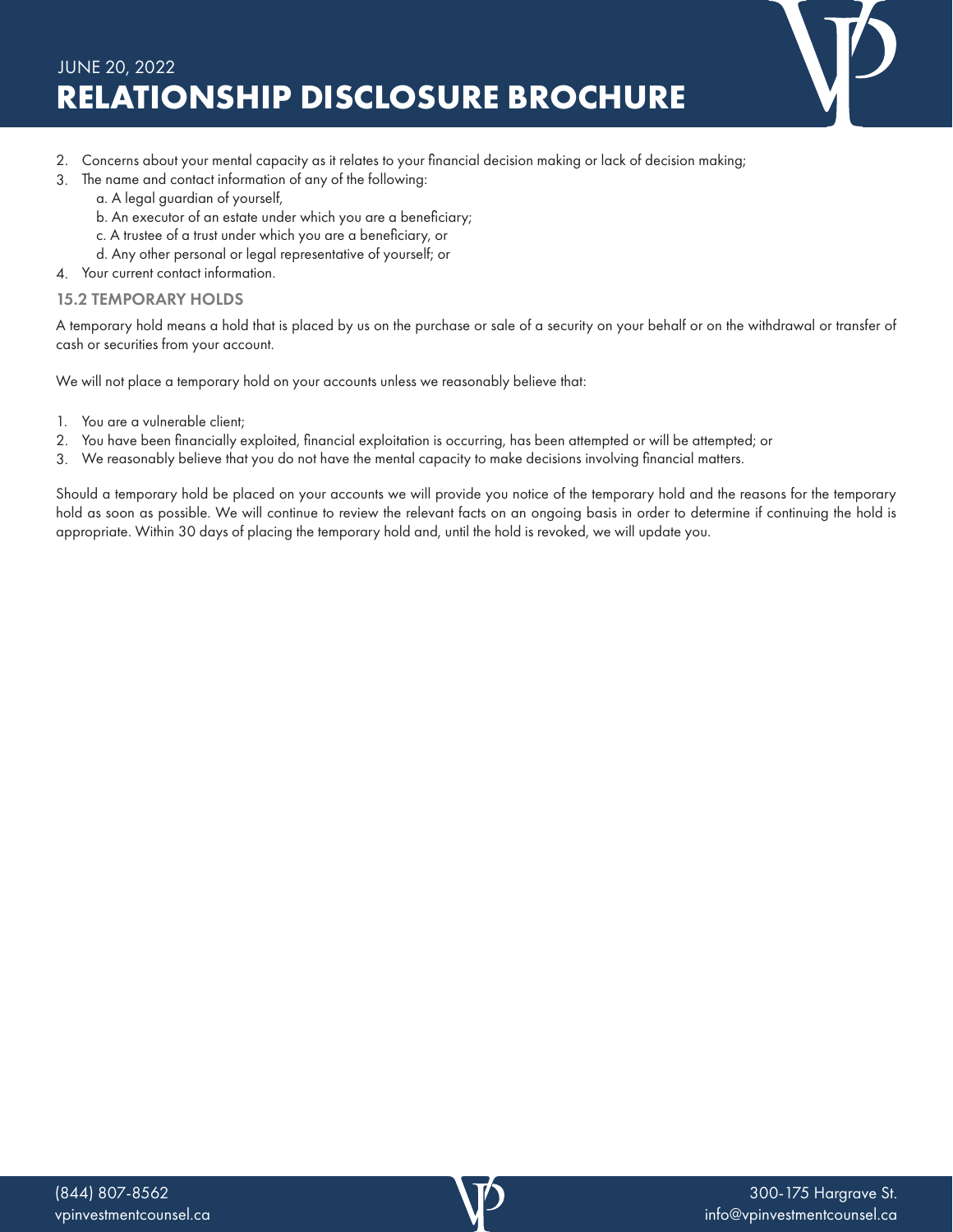2. Concerns about your mental capacity as it relates to your financial decision making or lack of decision making;
3. The name and contact information of any of the following:
   a. A legal guardian of yourself,
   b. An executor of an estate under which you are a beneficiary;
   c. A trustee of a trust under which you are a beneficiary, or
   d. Any other personal or legal representative of yourself; or
4. Your current contact information.

### 15.2 TEMPORARY HOLDS

A temporary hold means a hold that is placed by us on the purchase or sale of a security on your behalf or on the withdrawal or transfer of cash or securities from your account.

We will not place a temporary hold on your accounts unless we reasonably believe that:

1. You are a vulnerable client;
2. You have been financially exploited, financial exploitation is occurring, has been attempted or will be attempted; or
3. We reasonably believe that you do not have the mental capacity to make decisions involving financial matters.

Should a temporary hold be placed on your accounts we will provide you notice of the temporary hold and the reasons for the temporary hold as soon as possible. We will continue to review the relevant facts on an ongoing basis in order to determine if continuing the hold is appropriate. Within 30 days of placing the temporary hold and, until the hold is revoked, we will update you.